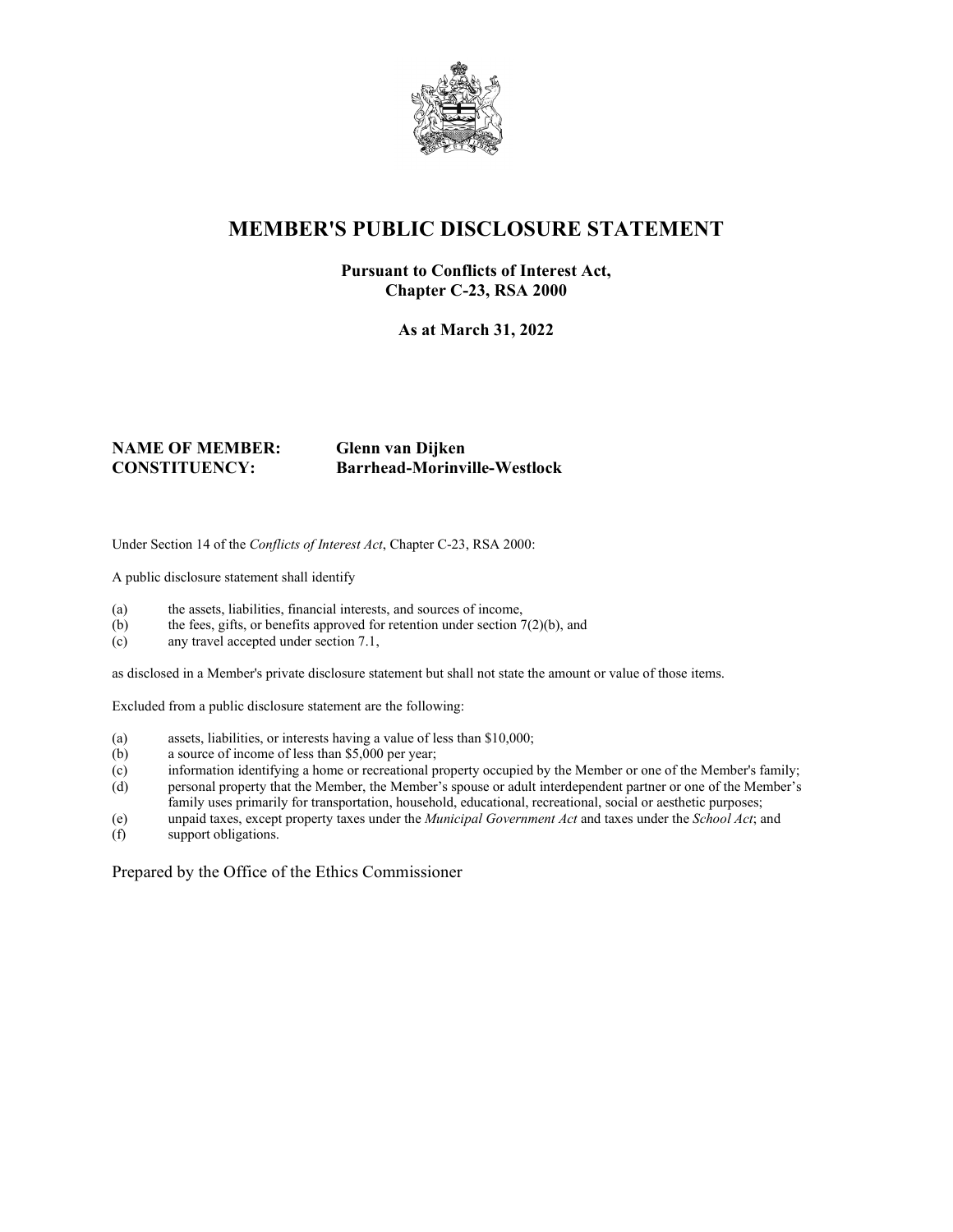# MEMBER'S PUBLIC DISCLOSURE STATEMENT

**Pursuant to Conflicts of Interest Act, Chapter C-23, RSA 2000**

**As at March 31, 2022**

**NAME OF MEMBER:** **Glenn van Dijken**
**CONSTITUENCY:** **Barrhead-Morinville-Westlock**

Under Section 14 of the *Conflicts of Interest Act*, Chapter C-23, RSA 2000:

A public disclosure statement shall identify

(a) the assets, liabilities, financial interests, and sources of income,
(b) the fees, gifts, or benefits approved for retention under section 7(2)(b), and
(c) any travel accepted under section 7.1,

as disclosed in a Member's private disclosure statement but shall not state the amount or value of those items.

Excluded from a public disclosure statement are the following:

(a) assets, liabilities, or interests having a value of less than $10,000;
(b) a source of income of less than $5,000 per year;
(c) information identifying a home or recreational property occupied by the Member or one of the Member's family;
(d) personal property that the Member, the Member's spouse or adult interdependent partner or one of the Member's family uses primarily for transportation, household, educational, recreational, social or aesthetic purposes;
(e) unpaid taxes, except property taxes under the *Municipal Government Act* and taxes under the *School Act*; and
(f) support obligations.

Prepared by the Office of the Ethics Commissioner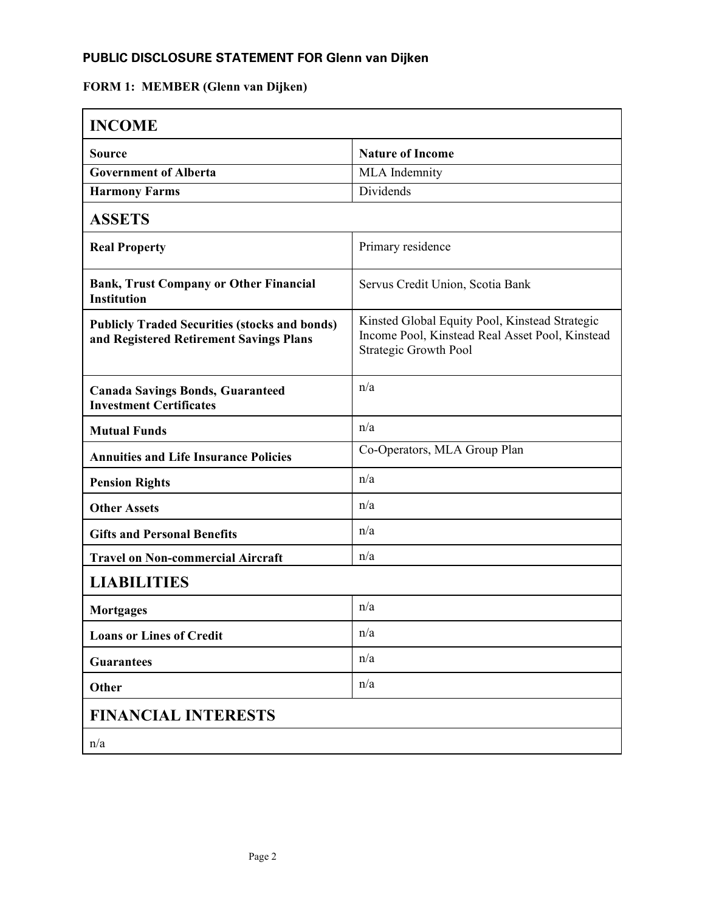## PUBLIC DISCLOSURE STATEMENT FOR Glenn van Dijken

**FORM 1: MEMBER (Glenn van Dijken)**

| **INCOME** | |
|---|---|
| **Source** | **Nature of Income** |
| **Government of Alberta** | MLA Indemnity |
| **Harmony Farms** | Dividends |
| **ASSETS** | |
| **Real Property** | Primary residence |
| **Bank, Trust Company or Other Financial Institution** | Servus Credit Union, Scotia Bank |
| **Publicly Traded Securities (stocks and bonds) and Registered Retirement Savings Plans** | Kinsted Global Equity Pool, Kinstead Strategic Income Pool, Kinstead Real Asset Pool, Kinstead Strategic Growth Pool |
| **Canada Savings Bonds, Guaranteed Investment Certificates** | n/a |
| **Mutual Funds** | n/a |
| **Annuities and Life Insurance Policies** | Co-Operators, MLA Group Plan |
| **Pension Rights** | n/a |
| **Other Assets** | n/a |
| **Gifts and Personal Benefits** | n/a |
| **Travel on Non-commercial Aircraft** | n/a |
| **LIABILITIES** | |
| **Mortgages** | n/a |
| **Loans or Lines of Credit** | n/a |
| **Guarantees** | n/a |
| **Other** | n/a |
| **FINANCIAL INTERESTS** | |
| n/a | |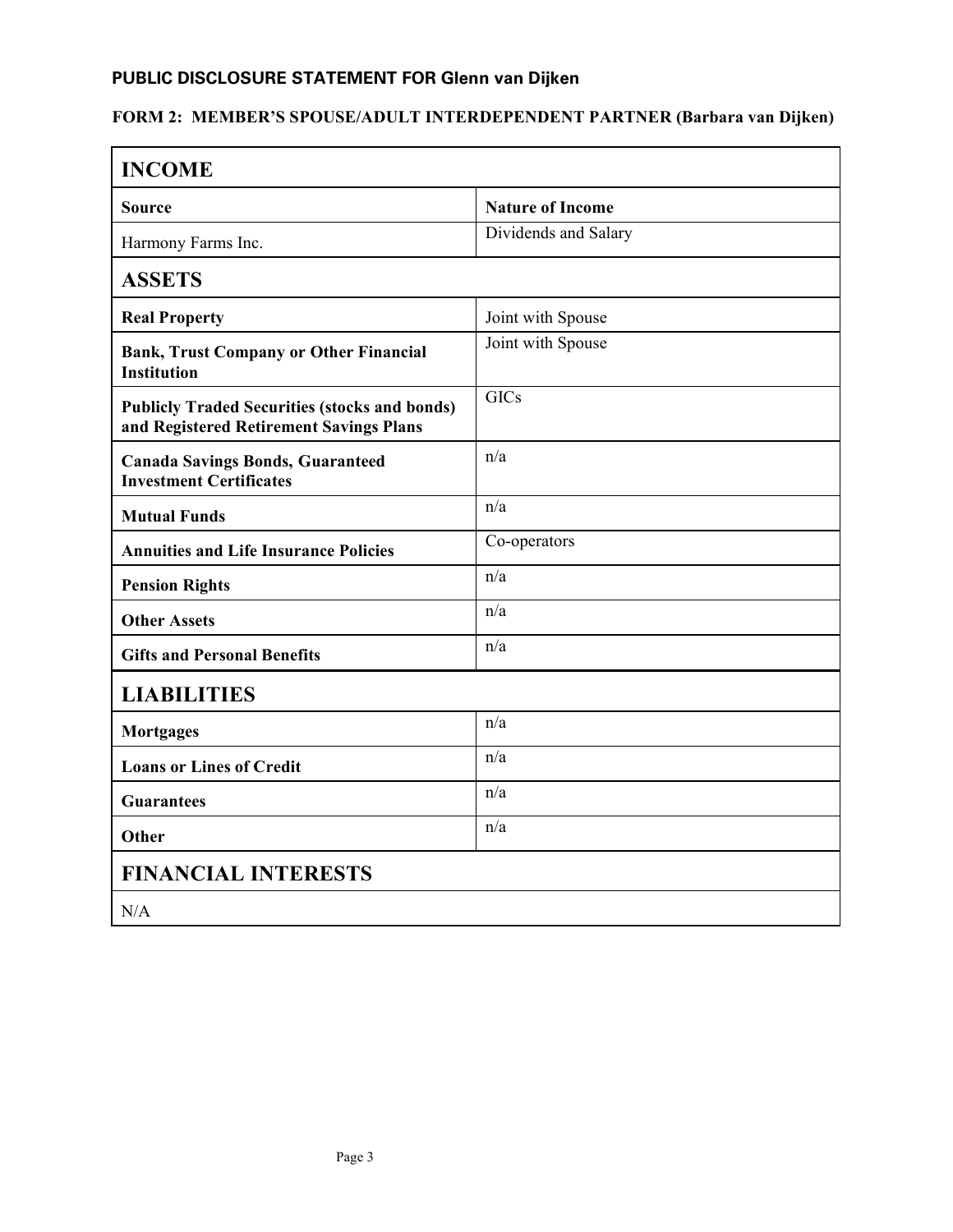**PUBLIC DISCLOSURE STATEMENT FOR Glenn van Dijken**

**FORM 2: MEMBER'S SPOUSE/ADULT INTERDEPENDENT PARTNER (Barbara van Dijken)**

| **INCOME** | |
|---|---|
| **Source** | **Nature of Income** |
| Harmony Farms Inc. | Dividends and Salary |
| **ASSETS** | |
| **Real Property** | Joint with Spouse |
| **Bank, Trust Company or Other Financial Institution** | Joint with Spouse |
| **Publicly Traded Securities (stocks and bonds) and Registered Retirement Savings Plans** | GICs |
| **Canada Savings Bonds, Guaranteed Investment Certificates** | n/a |
| **Mutual Funds** | n/a |
| **Annuities and Life Insurance Policies** | Co-operators |
| **Pension Rights** | n/a |
| **Other Assets** | n/a |
| **Gifts and Personal Benefits** | n/a |
| **LIABILITIES** | |
| **Mortgages** | n/a |
| **Loans or Lines of Credit** | n/a |
| **Guarantees** | n/a |
| **Other** | n/a |
| **FINANCIAL INTERESTS** | |
| N/A | |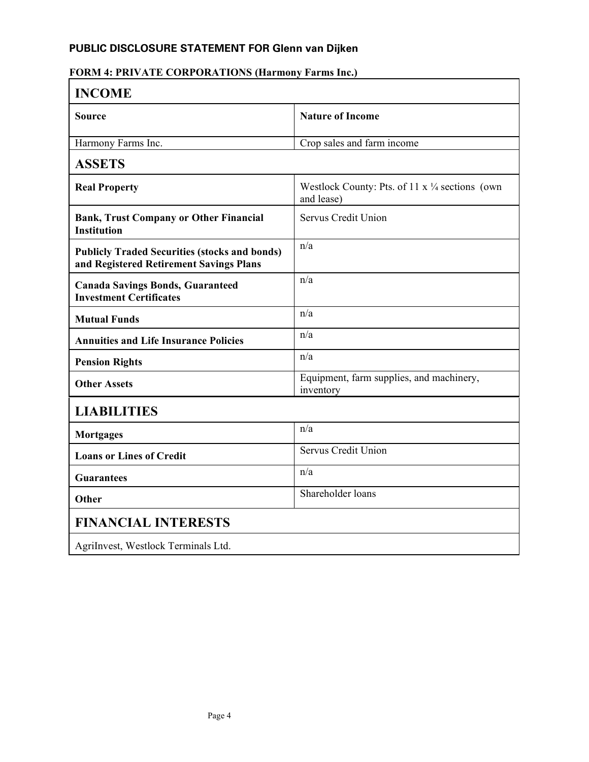**PUBLIC DISCLOSURE STATEMENT FOR Glenn van Dijken**

**FORM 4: PRIVATE CORPORATIONS (Harmony Farms Inc.)**

## INCOME

| Source | Nature of Income |
|---|---|
| Harmony Farms Inc. | Crop sales and farm income |

## ASSETS

| | |
|---|---|
| **Real Property** | Westlock County: Pts. of 11 x ¼ sections (own and lease) |
| **Bank, Trust Company or Other Financial Institution** | Servus Credit Union |
| **Publicly Traded Securities (stocks and bonds) and Registered Retirement Savings Plans** | n/a |
| **Canada Savings Bonds, Guaranteed Investment Certificates** | n/a |
| **Mutual Funds** | n/a |
| **Annuities and Life Insurance Policies** | n/a |
| **Pension Rights** | n/a |
| **Other Assets** | Equipment, farm supplies, and machinery, inventory |

## LIABILITIES

| | |
|---|---|
| **Mortgages** | n/a |
| **Loans or Lines of Credit** | Servus Credit Union |
| **Guarantees** | n/a |
| **Other** | Shareholder loans |

## FINANCIAL INTERESTS

AgriInvest, Westlock Terminals Ltd.